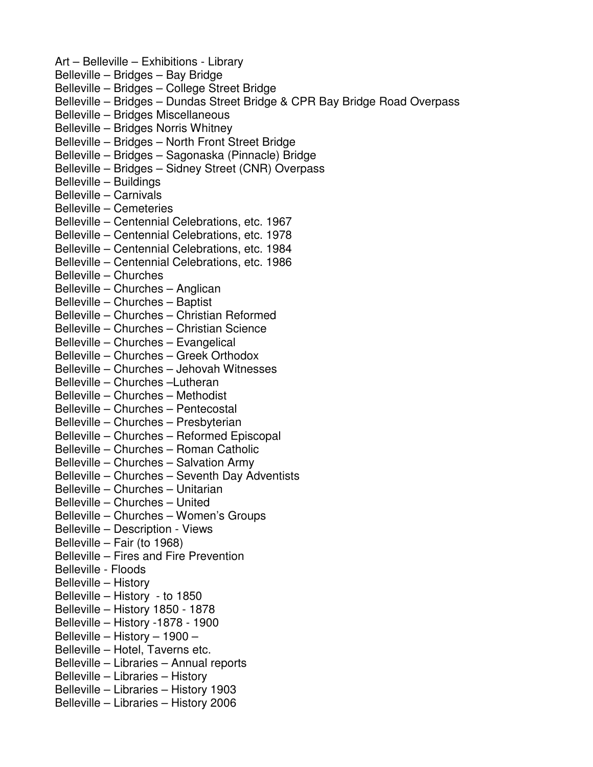Art – Belleville – Exhibitions - Library
Belleville – Bridges – Bay Bridge
Belleville – Bridges – College Street Bridge
Belleville – Bridges – Dundas Street Bridge & CPR Bay Bridge Road Overpass
Belleville – Bridges Miscellaneous
Belleville – Bridges Norris Whitney
Belleville – Bridges – North Front Street Bridge
Belleville – Bridges – Sagonaska (Pinnacle) Bridge
Belleville – Bridges – Sidney Street (CNR) Overpass
Belleville – Buildings
Belleville – Carnivals
Belleville – Cemeteries
Belleville – Centennial Celebrations, etc. 1967
Belleville – Centennial Celebrations, etc. 1978
Belleville – Centennial Celebrations, etc. 1984
Belleville – Centennial Celebrations, etc. 1986
Belleville – Churches
Belleville – Churches – Anglican
Belleville – Churches – Baptist
Belleville – Churches – Christian Reformed
Belleville – Churches – Christian Science
Belleville – Churches – Evangelical
Belleville – Churches – Greek Orthodox
Belleville – Churches – Jehovah Witnesses
Belleville – Churches –Lutheran
Belleville – Churches – Methodist
Belleville – Churches – Pentecostal
Belleville – Churches – Presbyterian
Belleville – Churches – Reformed Episcopal
Belleville – Churches – Roman Catholic
Belleville – Churches – Salvation Army
Belleville – Churches – Seventh Day Adventists
Belleville – Churches – Unitarian
Belleville – Churches – United
Belleville – Churches – Women's Groups
Belleville – Description - Views
Belleville – Fair (to 1968)
Belleville – Fires and Fire Prevention
Belleville - Floods
Belleville – History
Belleville – History - to 1850
Belleville – History 1850 - 1878
Belleville – History -1878 - 1900
Belleville – History – 1900 –
Belleville – Hotel, Taverns etc.
Belleville – Libraries – Annual reports
Belleville – Libraries – History
Belleville – Libraries – History 1903
Belleville – Libraries – History 2006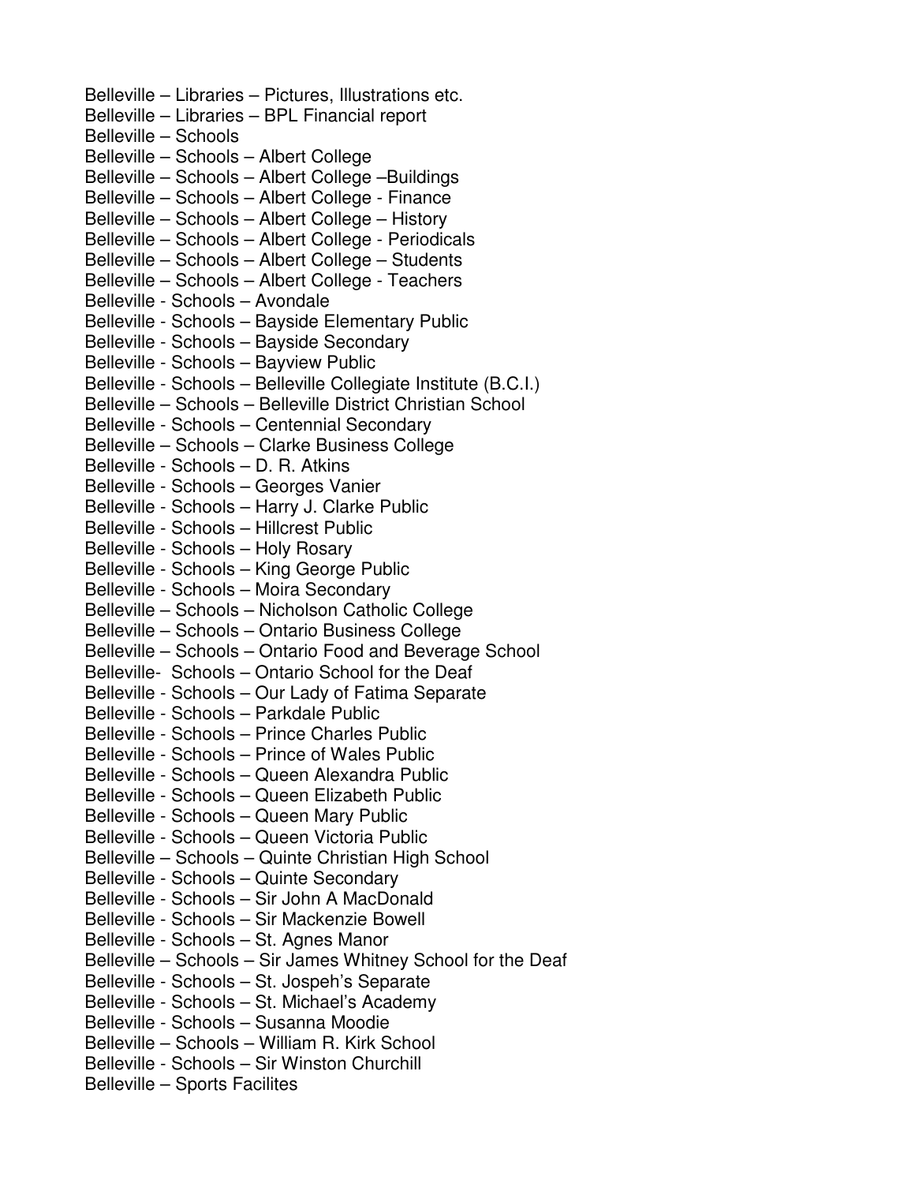Belleville – Libraries – Pictures, Illustrations etc.
Belleville – Libraries – BPL Financial report
Belleville – Schools
Belleville – Schools – Albert College
Belleville – Schools – Albert College –Buildings
Belleville – Schools – Albert College - Finance
Belleville – Schools – Albert College – History
Belleville – Schools – Albert College - Periodicals
Belleville – Schools – Albert College – Students
Belleville – Schools – Albert College - Teachers
Belleville - Schools – Avondale
Belleville - Schools – Bayside Elementary Public
Belleville - Schools – Bayside Secondary
Belleville - Schools – Bayview Public
Belleville - Schools – Belleville Collegiate Institute (B.C.I.)
Belleville – Schools – Belleville District Christian School
Belleville - Schools – Centennial Secondary
Belleville – Schools – Clarke Business College
Belleville - Schools – D. R. Atkins
Belleville - Schools – Georges Vanier
Belleville - Schools – Harry J. Clarke Public
Belleville - Schools – Hillcrest Public
Belleville - Schools – Holy Rosary
Belleville - Schools – King George Public
Belleville - Schools – Moira Secondary
Belleville – Schools – Nicholson Catholic College
Belleville – Schools – Ontario Business College
Belleville – Schools – Ontario Food and Beverage School
Belleville- Schools – Ontario School for the Deaf
Belleville - Schools – Our Lady of Fatima Separate
Belleville - Schools – Parkdale Public
Belleville - Schools – Prince Charles Public
Belleville - Schools – Prince of Wales Public
Belleville - Schools – Queen Alexandra Public
Belleville - Schools – Queen Elizabeth Public
Belleville - Schools – Queen Mary Public
Belleville - Schools – Queen Victoria Public
Belleville – Schools – Quinte Christian High School
Belleville - Schools – Quinte Secondary
Belleville - Schools – Sir John A MacDonald
Belleville - Schools – Sir Mackenzie Bowell
Belleville - Schools – St. Agnes Manor
Belleville – Schools – Sir James Whitney School for the Deaf
Belleville - Schools – St. Jospeh's Separate
Belleville - Schools – St. Michael's Academy
Belleville - Schools – Susanna Moodie
Belleville – Schools – William R. Kirk School
Belleville - Schools – Sir Winston Churchill
Belleville – Sports Facilites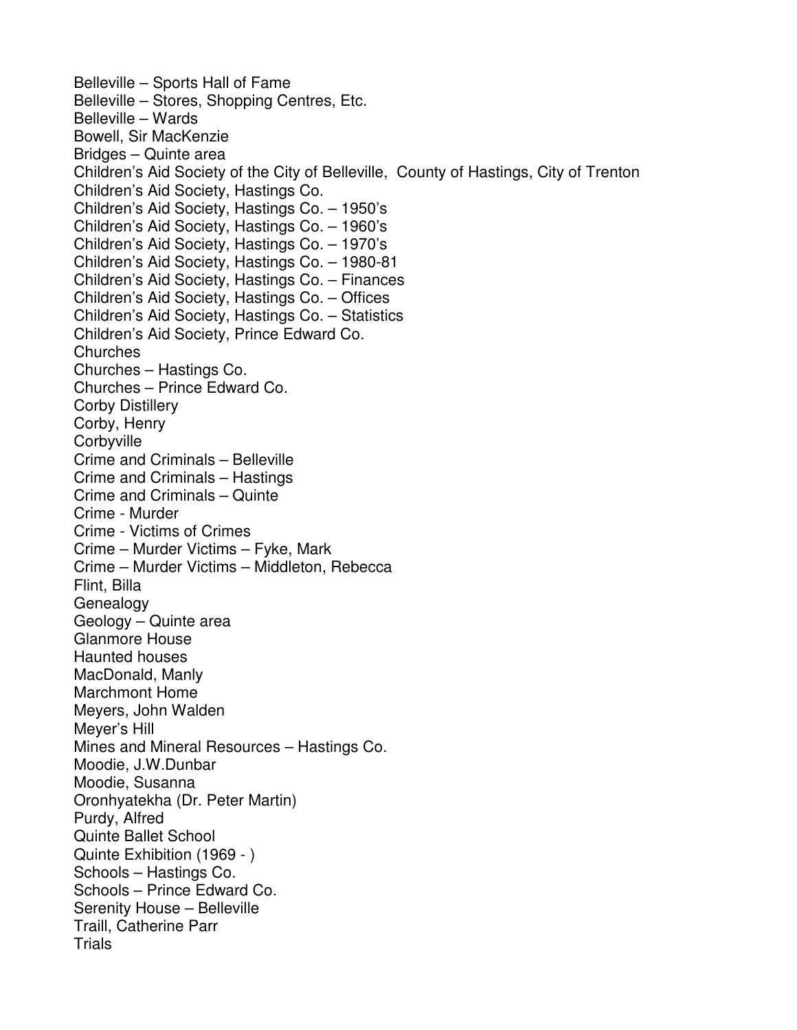Belleville – Sports Hall of Fame
Belleville – Stores, Shopping Centres, Etc.
Belleville – Wards
Bowell, Sir MacKenzie
Bridges – Quinte area
Children's Aid Society of the City of Belleville, County of Hastings, City of Trenton
Children's Aid Society, Hastings Co.
Children's Aid Society, Hastings Co. – 1950's
Children's Aid Society, Hastings Co. – 1960's
Children's Aid Society, Hastings Co. – 1970's
Children's Aid Society, Hastings Co. – 1980-81
Children's Aid Society, Hastings Co. – Finances
Children's Aid Society, Hastings Co. – Offices
Children's Aid Society, Hastings Co. – Statistics
Children's Aid Society, Prince Edward Co.
Churches
Churches – Hastings Co.
Churches – Prince Edward Co.
Corby Distillery
Corby, Henry
Corbyville
Crime and Criminals – Belleville
Crime and Criminals – Hastings
Crime and Criminals – Quinte
Crime - Murder
Crime - Victims of Crimes
Crime – Murder Victims – Fyke, Mark
Crime – Murder Victims – Middleton, Rebecca
Flint, Billa
Genealogy
Geology – Quinte area
Glanmore House
Haunted houses
MacDonald, Manly
Marchmont Home
Meyers, John Walden
Meyer's Hill
Mines and Mineral Resources – Hastings Co.
Moodie, J.W.Dunbar
Moodie, Susanna
Oronhyatekha (Dr. Peter Martin)
Purdy, Alfred
Quinte Ballet School
Quinte Exhibition (1969 - )
Schools – Hastings Co.
Schools – Prince Edward Co.
Serenity House – Belleville
Traill, Catherine Parr
Trials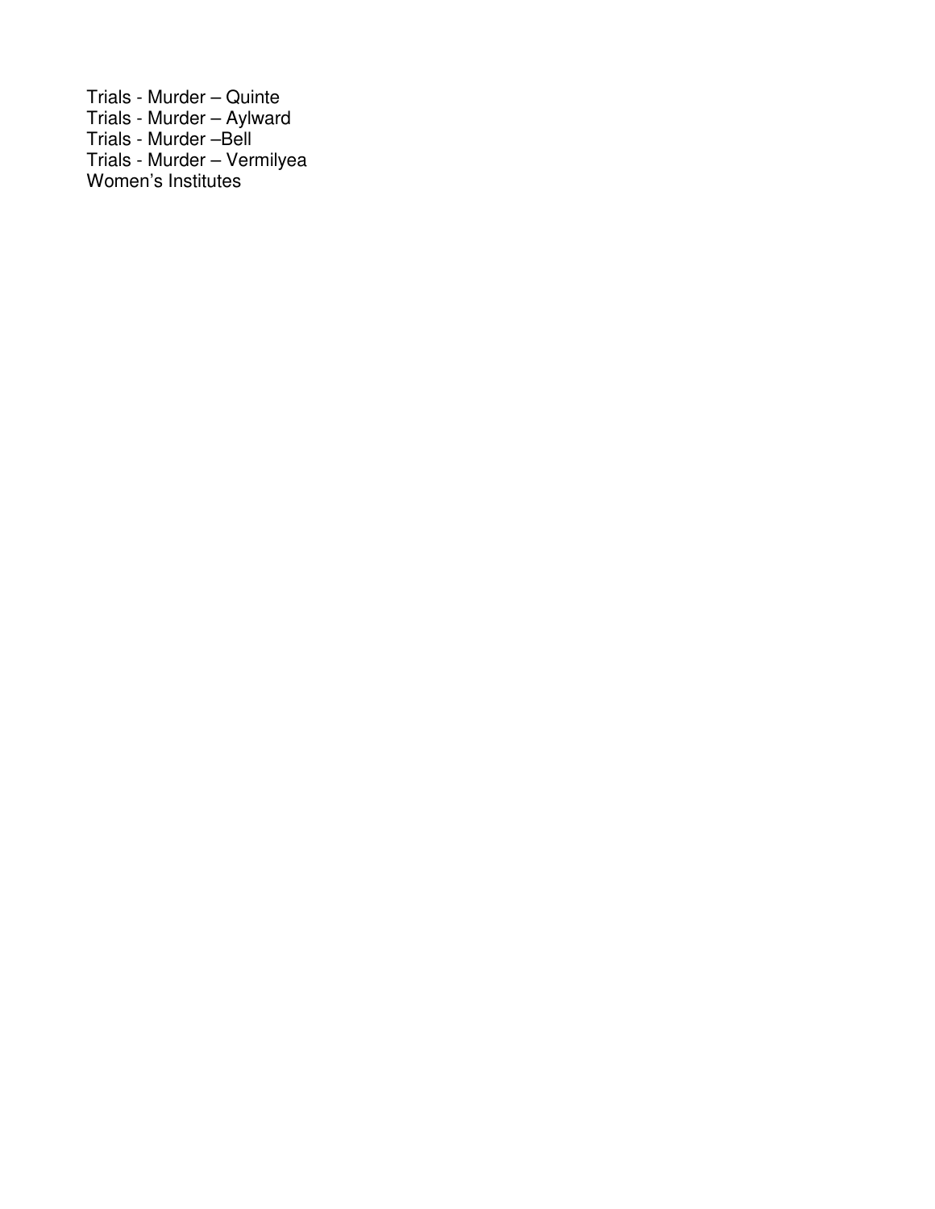Trials - Murder – Quinte
Trials - Murder – Aylward
Trials - Murder –Bell
Trials - Murder – Vermilyea
Women's Institutes